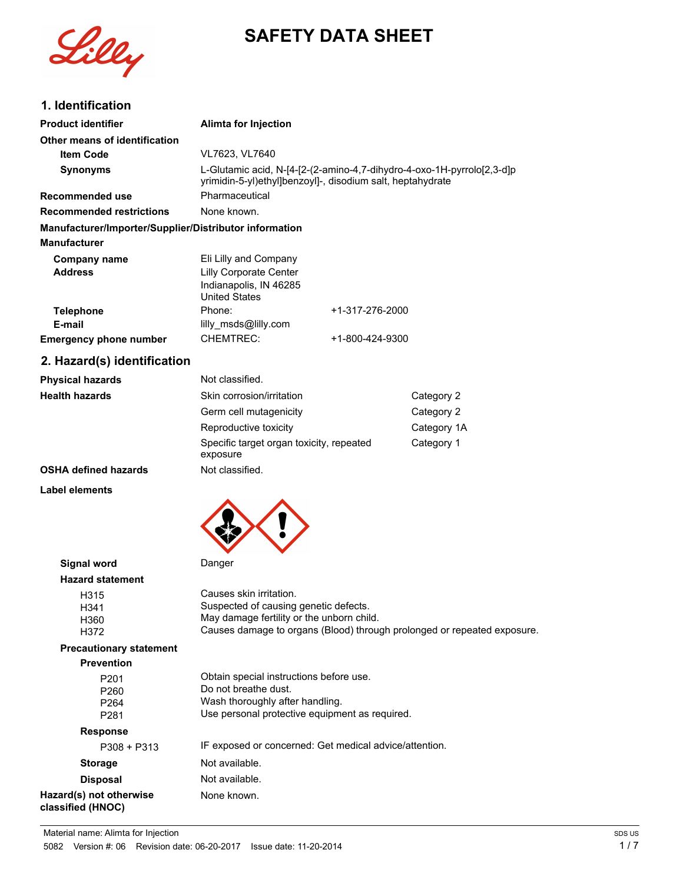# SAFETY DATA SHEET

## 1. Identification

| | |
|---|---|
| **Product identifier** | **Alimta for Injection** |
| **Other means of identification** | |
| **Item Code** | VL7623, VL7640 |
| **Synonyms** | L-Glutamic acid, N-[4-[2-(2-amino-4,7-dihydro-4-oxo-1H-pyrrolo[2,3-d]pyrimidin-5-yl)ethyl]benzoyl]-, disodium salt, heptahydrate |
| **Recommended use** | Pharmaceutical |
| **Recommended restrictions** | None known. |

**Manufacturer/Importer/Supplier/Distributor information**

**Manufacturer**

| | | |
|---|---|---|
| **Company name** | Eli Lilly and Company | |
| **Address** | Lilly Corporate Center<br>Indianapolis, IN 46285<br>United States | |
| **Telephone** | Phone: | +1-317-276-2000 |
| **E-mail** | lilly_msds@lilly.com | |
| **Emergency phone number** | CHEMTREC: | +1-800-424-9300 |

## 2. Hazard(s) identification

| | | |
|---|---|---|
| **Physical hazards** | Not classified. | |
| **Health hazards** | Skin corrosion/irritation | Category 2 |
| | Germ cell mutagenicity | Category 2 |
| | Reproductive toxicity | Category 1A |
| | Specific target organ toxicity, repeated exposure | Category 1 |
| **OSHA defined hazards** | Not classified. | |

**Label elements**

**Signal word** Danger

**Hazard statement**

| | |
|---|---|
| H315 | Causes skin irritation. |
| H341 | Suspected of causing genetic defects. |
| H360 | May damage fertility or the unborn child. |
| H372 | Causes damage to organs (Blood) through prolonged or repeated exposure. |

**Precautionary statement**

**Prevention**

| | |
|---|---|
| P201 | Obtain special instructions before use. |
| P260 | Do not breathe dust. |
| P264 | Wash thoroughly after handling. |
| P281 | Use personal protective equipment as required. |

**Response**

| | |
|---|---|
| P308 + P313 | IF exposed or concerned: Get medical advice/attention. |

**Storage** Not available.

**Disposal** Not available.

**Hazard(s) not otherwise classified (HNOC)** None known.

Material name: Alimta for Injection

5082 Version #: 06 Revision date: 06-20-2017 Issue date: 11-20-2014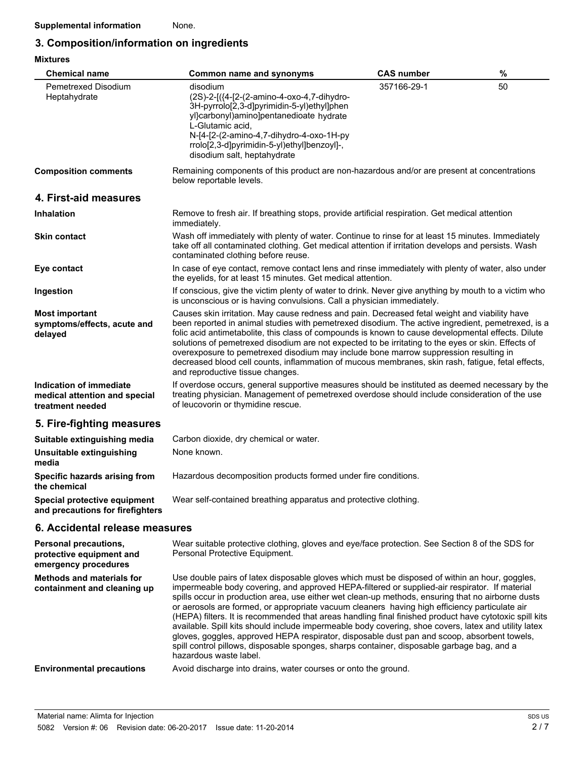**Supplemental information** None.

## 3. Composition/information on ingredients

**Mixtures**

| Chemical name | Common name and synonyms | CAS number | % |
|---|---|---|---|
| Pemetrexed Disodium Heptahydrate | disodium (2S)-2-[({4-[2-(2-amino-4-oxo-4,7-dihydro-3H-pyrrolo[2,3-d]pyrimidin-5-yl)ethyl]phenyl}carbonyl)amino]pentanedioate hydrate L-Glutamic acid, N-[4-[2-(2-amino-4,7-dihydro-4-oxo-1H-pyrrolo[2,3-d]pyrimidin-5-yl)ethyl]benzoyl]-, disodium salt, heptahydrate | 357166-29-1 | 50 |

**Composition comments** Remaining components of this product are non-hazardous and/or are present at concentrations below reportable levels.

## 4. First-aid measures

**Inhalation** Remove to fresh air. If breathing stops, provide artificial respiration. Get medical attention immediately.

**Skin contact** Wash off immediately with plenty of water. Continue to rinse for at least 15 minutes. Immediately take off all contaminated clothing. Get medical attention if irritation develops and persists. Wash contaminated clothing before reuse.

**Eye contact** In case of eye contact, remove contact lens and rinse immediately with plenty of water, also under the eyelids, for at least 15 minutes. Get medical attention.

**Ingestion** If conscious, give the victim plenty of water to drink. Never give anything by mouth to a victim who is unconscious or is having convulsions. Call a physician immediately.

**Most important symptoms/effects, acute and delayed** Causes skin irritation. May cause redness and pain. Decreased fetal weight and viability have been reported in animal studies with pemetrexed disodium. The active ingredient, pemetrexed, is a folic acid antimetabolite, this class of compounds is known to cause developmental effects. Dilute solutions of pemetrexed disodium are not expected to be irritating to the eyes or skin. Effects of overexposure to pemetrexed disodium may include bone marrow suppression resulting in decreased blood cell counts, inflammation of mucous membranes, skin rash, fatigue, fetal effects, and reproductive tissue changes.

**Indication of immediate medical attention and special treatment needed** If overdose occurs, general supportive measures should be instituted as deemed necessary by the treating physician. Management of pemetrexed overdose should include consideration of the use of leucovorin or thymidine rescue.

## 5. Fire-fighting measures

**Suitable extinguishing media** Carbon dioxide, dry chemical or water.

**Unsuitable extinguishing media** None known.

**Specific hazards arising from the chemical** Hazardous decomposition products formed under fire conditions.

**Special protective equipment and precautions for firefighters** Wear self-contained breathing apparatus and protective clothing.

## 6. Accidental release measures

**Personal precautions, protective equipment and emergency procedures** Wear suitable protective clothing, gloves and eye/face protection. See Section 8 of the SDS for Personal Protective Equipment.

**Methods and materials for containment and cleaning up** Use double pairs of latex disposable gloves which must be disposed of within an hour, goggles, impermeable body covering, and approved HEPA-filtered or supplied-air respirator. If material spills occur in production area, use either wet clean-up methods, ensuring that no airborne dusts or aerosols are formed, or appropriate vacuum cleaners having high efficiency particulate air (HEPA) filters. It is recommended that areas handling final finished product have cytotoxic spill kits available. Spill kits should include impermeable body covering, shoe covers, latex and utility latex gloves, goggles, approved HEPA respirator, disposable dust pan and scoop, absorbent towels, spill control pillows, disposable sponges, sharps container, disposable garbage bag, and a hazardous waste label.

**Environmental precautions** Avoid discharge into drains, water courses or onto the ground.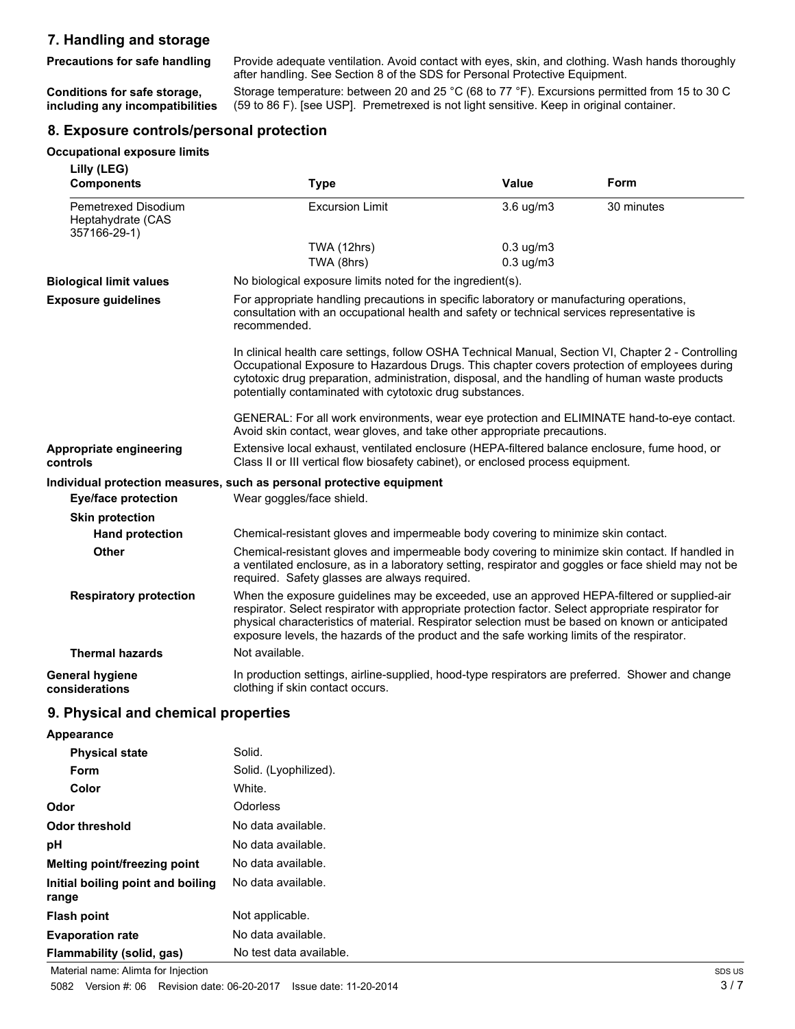## 7. Handling and storage

**Precautions for safe handling** Provide adequate ventilation. Avoid contact with eyes, skin, and clothing. Wash hands thoroughly after handling. See Section 8 of the SDS for Personal Protective Equipment.

**Conditions for safe storage, including any incompatibilities** Storage temperature: between 20 and 25 °C (68 to 77 °F). Excursions permitted from 15 to 30 C (59 to 86 F). [see USP]. Premetrexed is not light sensitive. Keep in original container.

## 8. Exposure controls/personal protection

**Occupational exposure limits**

**Lilly (LEG)**

| Components | Type | Value | Form |
|---|---|---|---|
| Pemetrexed Disodium Heptahydrate (CAS 357166-29-1) | Excursion Limit | 3.6 ug/m3 | 30 minutes |
| | TWA (12hrs) | 0.3 ug/m3 | |
| | TWA (8hrs) | 0.3 ug/m3 | |

**Biological limit values** No biological exposure limits noted for the ingredient(s).

**Exposure guidelines** For appropriate handling precautions in specific laboratory or manufacturing operations, consultation with an occupational health and safety or technical services representative is recommended.

In clinical health care settings, follow OSHA Technical Manual, Section VI, Chapter 2 - Controlling Occupational Exposure to Hazardous Drugs. This chapter covers protection of employees during cytotoxic drug preparation, administration, disposal, and the handling of human waste products potentially contaminated with cytotoxic drug substances.

GENERAL: For all work environments, wear eye protection and ELIMINATE hand-to-eye contact. Avoid skin contact, wear gloves, and take other appropriate precautions.

**Appropriate engineering controls** Extensive local exhaust, ventilated enclosure (HEPA-filtered balance enclosure, fume hood, or Class II or III vertical flow biosafety cabinet), or enclosed process equipment.

**Individual protection measures, such as personal protective equipment**

**Eye/face protection** Wear goggles/face shield.

**Skin protection**

**Hand protection** Chemical-resistant gloves and impermeable body covering to minimize skin contact.

**Other** Chemical-resistant gloves and impermeable body covering to minimize skin contact. If handled in a ventilated enclosure, as in a laboratory setting, respirator and goggles or face shield may not be required. Safety glasses are always required.

**Respiratory protection** When the exposure guidelines may be exceeded, use an approved HEPA-filtered or supplied-air respirator. Select respirator with appropriate protection factor. Select appropriate respirator for physical characteristics of material. Respirator selection must be based on known or anticipated exposure levels, the hazards of the product and the safe working limits of the respirator.

**Thermal hazards** Not available.

**General hygiene considerations** In production settings, airline-supplied, hood-type respirators are preferred. Shower and change clothing if skin contact occurs.

## 9. Physical and chemical properties

**Appearance**

| | |
|---|---|
| **Physical state** | Solid. |
| **Form** | Solid. (Lyophilized). |
| **Color** | White. |
| **Odor** | Odorless |
| **Odor threshold** | No data available. |
| **pH** | No data available. |
| **Melting point/freezing point** | No data available. |
| **Initial boiling point and boiling range** | No data available. |
| **Flash point** | Not applicable. |
| **Evaporation rate** | No data available. |
| **Flammability (solid, gas)** | No test data available. |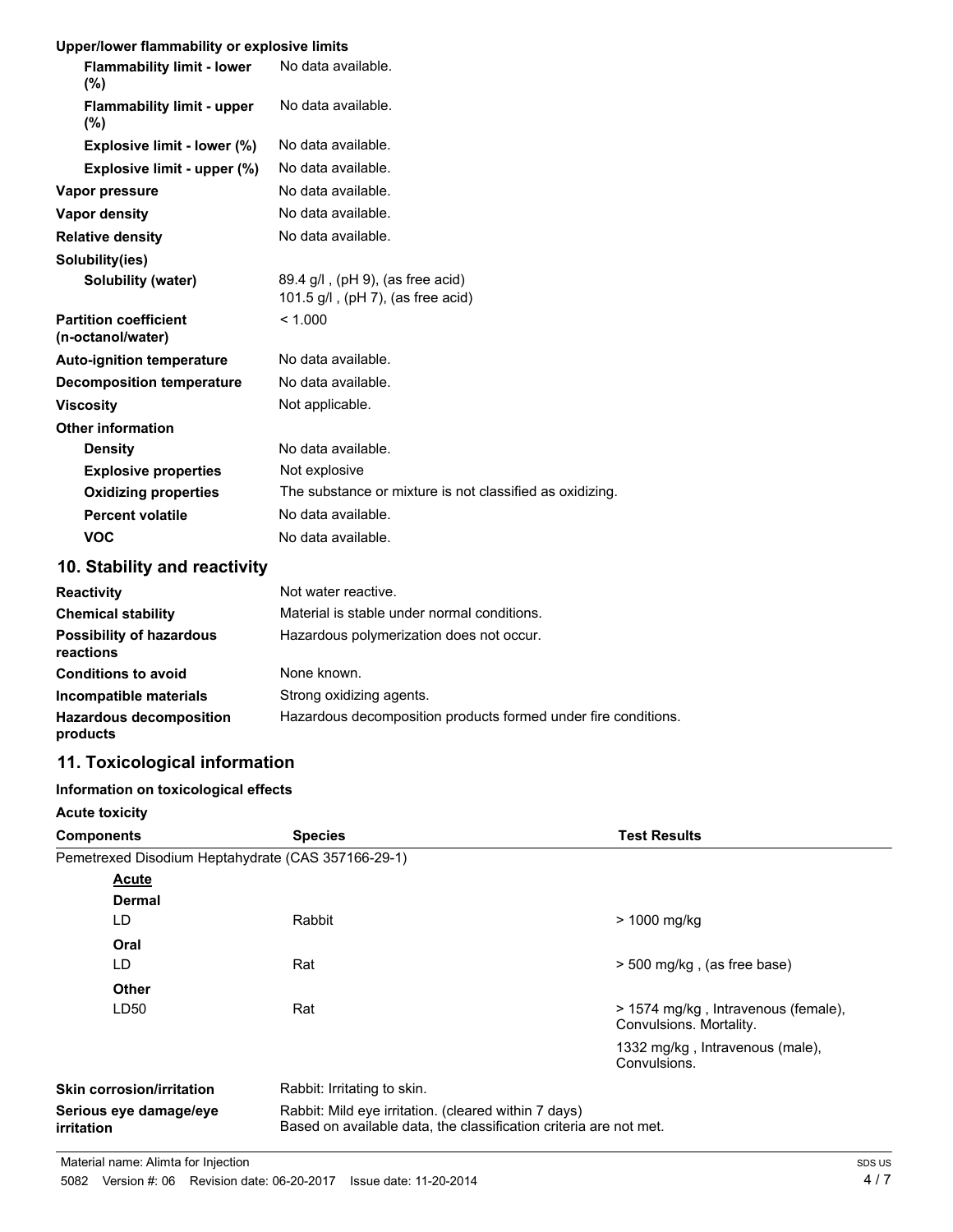**Upper/lower flammability or explosive limits**

| | |
|---|---|
| **Flammability limit - lower (%)** | No data available. |
| **Flammability limit - upper (%)** | No data available. |
| **Explosive limit - lower (%)** | No data available. |
| **Explosive limit - upper (%)** | No data available. |
| **Vapor pressure** | No data available. |
| **Vapor density** | No data available. |
| **Relative density** | No data available. |
| **Solubility(ies)** | |
| **Solubility (water)** | 89.4 g/l , (pH 9), (as free acid)<br>101.5 g/l , (pH 7), (as free acid) |
| **Partition coefficient (n-octanol/water)** | < 1.000 |
| **Auto-ignition temperature** | No data available. |
| **Decomposition temperature** | No data available. |
| **Viscosity** | Not applicable. |
| **Other information** | |
| **Density** | No data available. |
| **Explosive properties** | Not explosive |
| **Oxidizing properties** | The substance or mixture is not classified as oxidizing. |
| **Percent volatile** | No data available. |
| **VOC** | No data available. |

## 10. Stability and reactivity

| | |
|---|---|
| **Reactivity** | Not water reactive. |
| **Chemical stability** | Material is stable under normal conditions. |
| **Possibility of hazardous reactions** | Hazardous polymerization does not occur. |
| **Conditions to avoid** | None known. |
| **Incompatible materials** | Strong oxidizing agents. |
| **Hazardous decomposition products** | Hazardous decomposition products formed under fire conditions. |

## 11. Toxicological information

**Information on toxicological effects**

**Acute toxicity**

| Components | Species | Test Results |
|---|---|---|
| Pemetrexed Disodium Heptahydrate (CAS 357166-29-1) | | |
| **Acute** | | |
| **Dermal** | | |
| LD | Rabbit | > 1000 mg/kg |
| **Oral** | | |
| LD | Rat | > 500 mg/kg , (as free base) |
| **Other** | | |
| LD50 | Rat | > 1574 mg/kg , Intravenous (female), Convulsions. Mortality. |
| | | 1332 mg/kg , Intravenous (male), Convulsions. |

| | |
|---|---|
| **Skin corrosion/irritation** | Rabbit: Irritating to skin. |
| **Serious eye damage/eye irritation** | Rabbit: Mild eye irritation. (cleared within 7 days)<br>Based on available data, the classification criteria are not met. |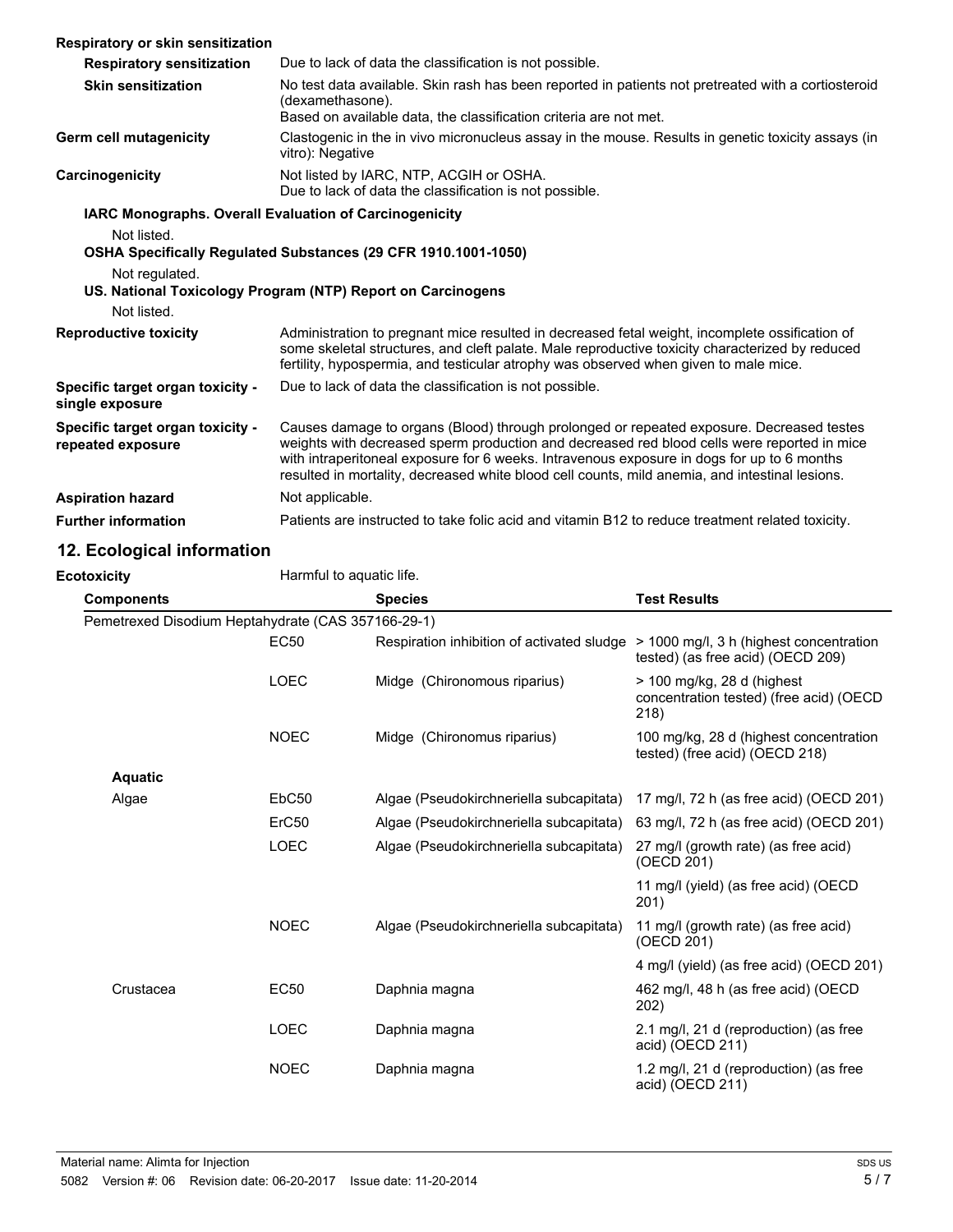**Respiratory or skin sensitization**

| | |
|---|---|
| **Respiratory sensitization** | Due to lack of data the classification is not possible. |
| **Skin sensitization** | No test data available. Skin rash has been reported in patients not pretreated with a cortiosteroid (dexamethasone).<br>Based on available data, the classification criteria are not met. |
| **Germ cell mutagenicity** | Clastogenic in the in vivo micronucleus assay in the mouse. Results in genetic toxicity assays (in vitro): Negative |
| **Carcinogenicity** | Not listed by IARC, NTP, ACGIH or OSHA.<br>Due to lack of data the classification is not possible. |

**IARC Monographs. Overall Evaluation of Carcinogenicity**

Not listed.

**OSHA Specifically Regulated Substances (29 CFR 1910.1001-1050)**

Not regulated.

**US. National Toxicology Program (NTP) Report on Carcinogens**

Not listed.

| | |
|---|---|
| **Reproductive toxicity** | Administration to pregnant mice resulted in decreased fetal weight, incomplete ossification of some skeletal structures, and cleft palate. Male reproductive toxicity characterized by reduced fertility, hypospermia, and testicular atrophy was observed when given to male mice. |
| **Specific target organ toxicity - single exposure** | Due to lack of data the classification is not possible. |
| **Specific target organ toxicity - repeated exposure** | Causes damage to organs (Blood) through prolonged or repeated exposure. Decreased testes weights with decreased sperm production and decreased red blood cells were reported in mice with intraperitoneal exposure for 6 weeks. Intravenous exposure in dogs for up to 6 months resulted in mortality, decreased white blood cell counts, mild anemia, and intestinal lesions. |
| **Aspiration hazard** | Not applicable. |
| **Further information** | Patients are instructed to take folic acid and vitamin B12 to reduce treatment related toxicity. |

## 12. Ecological information

**Ecotoxicity** Harmful to aquatic life.

| Components | | Species | Test Results |
|---|---|---|---|
| Pemetrexed Disodium Heptahydrate (CAS 357166-29-1) | | | |
| | EC50 | Respiration inhibition of activated sludge | > 1000 mg/l, 3 h (highest concentration tested) (as free acid) (OECD 209) |
| | LOEC | Midge (Chironomous riparius) | > 100 mg/kg, 28 d (highest concentration tested) (free acid) (OECD 218) |
| | NOEC | Midge (Chironomus riparius) | 100 mg/kg, 28 d (highest concentration tested) (free acid) (OECD 218) |
| **Aquatic** | | | |
| Algae | EbC50 | Algae (Pseudokirchneriella subcapitata) | 17 mg/l, 72 h (as free acid) (OECD 201) |
| | ErC50 | Algae (Pseudokirchneriella subcapitata) | 63 mg/l, 72 h (as free acid) (OECD 201) |
| | LOEC | Algae (Pseudokirchneriella subcapitata) | 27 mg/l (growth rate) (as free acid) (OECD 201) |
| | | | 11 mg/l (yield) (as free acid) (OECD 201) |
| | NOEC | Algae (Pseudokirchneriella subcapitata) | 11 mg/l (growth rate) (as free acid) (OECD 201) |
| | | | 4 mg/l (yield) (as free acid) (OECD 201) |
| Crustacea | EC50 | Daphnia magna | 462 mg/l, 48 h (as free acid) (OECD 202) |
| | LOEC | Daphnia magna | 2.1 mg/l, 21 d (reproduction) (as free acid) (OECD 211) |
| | NOEC | Daphnia magna | 1.2 mg/l, 21 d (reproduction) (as free acid) (OECD 211) |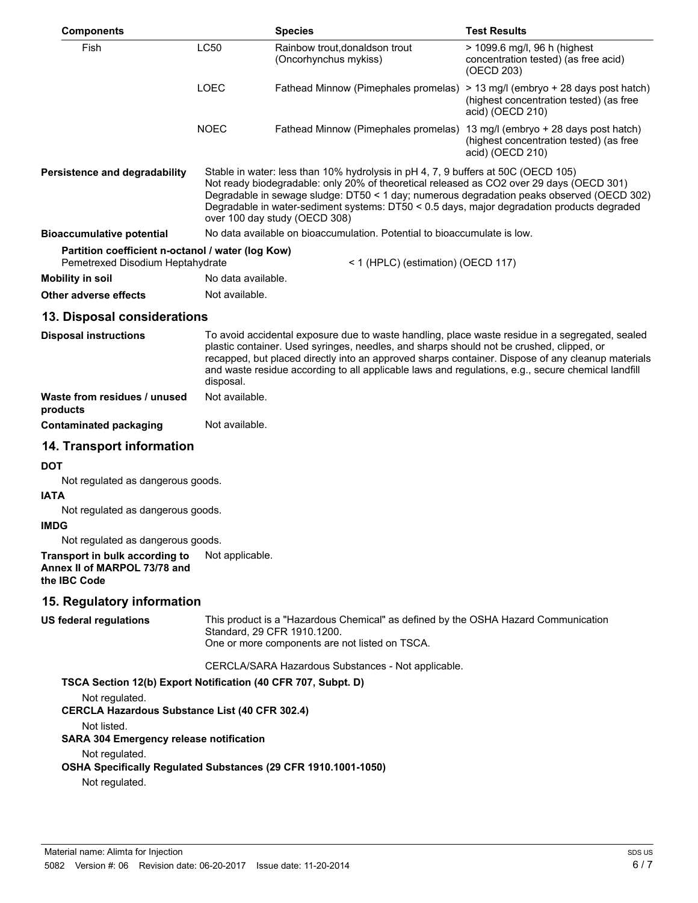| Components | | Species | Test Results |
| --- | --- | --- | --- |
| Fish | LC50 | Rainbow trout,donaldson trout (Oncorhynchus mykiss) | > 1099.6 mg/l, 96 h (highest concentration tested) (as free acid) (OECD 203) |
| | LOEC | Fathead Minnow (Pimephales promelas) | > 13 mg/l (embryo + 28 days post hatch) (highest concentration tested) (as free acid) (OECD 210) |
| | NOEC | Fathead Minnow (Pimephales promelas) | 13 mg/l (embryo + 28 days post hatch) (highest concentration tested) (as free acid) (OECD 210) |

**Persistence and degradability**
Stable in water: less than 10% hydrolysis in pH 4, 7, 9 buffers at 50C (OECD 105)
Not ready biodegradable: only 20% of theoretical released as CO2 over 29 days (OECD 301)
Degradable in sewage sludge: DT50 < 1 day; numerous degradation peaks observed (OECD 302)
Degradable in water-sediment systems: DT50 < 0.5 days, major degradation products degraded over 100 day study (OECD 308)

**Bioaccumulative potential**
No data available on bioaccumulation. Potential to bioaccumulate is low.

**Partition coefficient n-octanol / water (log Kow)**

Pemetrexed Disodium Heptahydrate < 1 (HPLC) (estimation) (OECD 117)

**Mobility in soil**
No data available.

**Other adverse effects**
Not available.

## 13. Disposal considerations

**Disposal instructions**
To avoid accidental exposure due to waste handling, place waste residue in a segregated, sealed plastic container. Used syringes, needles, and sharps should not be crushed, clipped, or recapped, but placed directly into an approved sharps container. Dispose of any cleanup materials and waste residue according to all applicable laws and regulations, e.g., secure chemical landfill disposal.

**Waste from residues / unused products**
Not available.

**Contaminated packaging**
Not available.

## 14. Transport information

**DOT**

Not regulated as dangerous goods.

**IATA**

Not regulated as dangerous goods.

**IMDG**

Not regulated as dangerous goods.

**Transport in bulk according to Annex II of MARPOL 73/78 and the IBC Code**
Not applicable.

## 15. Regulatory information

**US federal regulations**
This product is a "Hazardous Chemical" as defined by the OSHA Hazard Communication Standard, 29 CFR 1910.1200.
One or more components are not listed on TSCA.

CERCLA/SARA Hazardous Substances - Not applicable.

**TSCA Section 12(b) Export Notification (40 CFR 707, Subpt. D)**

Not regulated.

**CERCLA Hazardous Substance List (40 CFR 302.4)**

Not listed.

**SARA 304 Emergency release notification**

Not regulated.

**OSHA Specifically Regulated Substances (29 CFR 1910.1001-1050)**

Not regulated.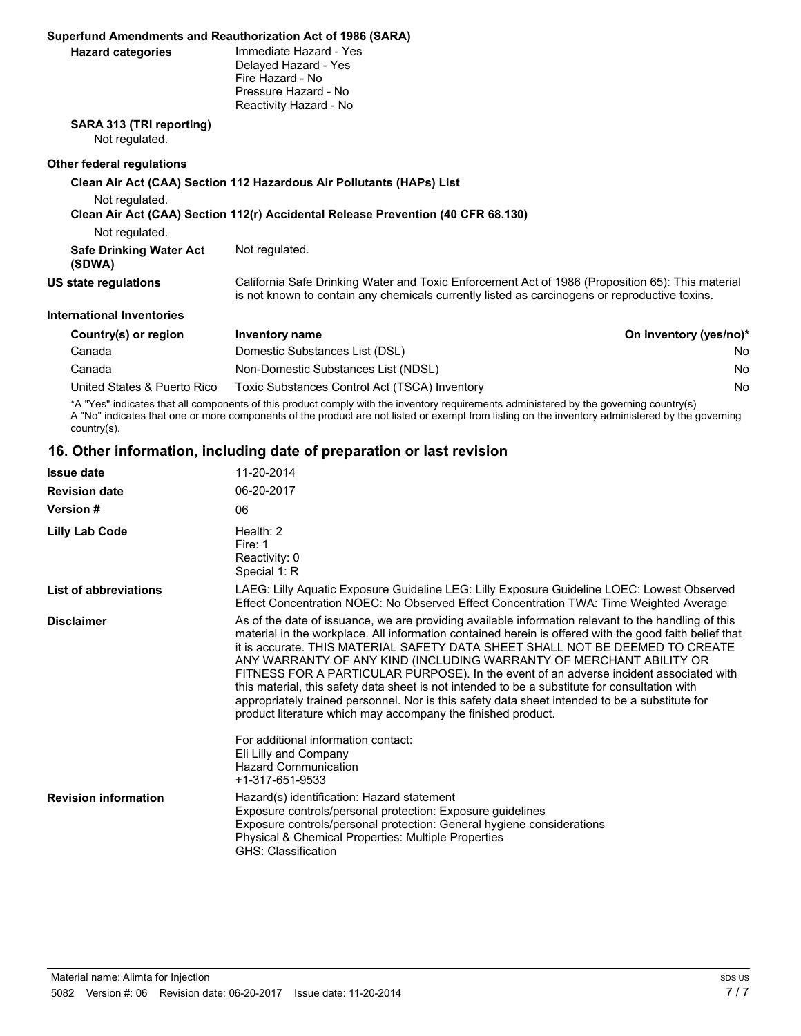**Superfund Amendments and Reauthorization Act of 1986 (SARA)**

**Hazard categories**
Immediate Hazard - Yes
Delayed Hazard - Yes
Fire Hazard - No
Pressure Hazard - No
Reactivity Hazard - No

**SARA 313 (TRI reporting)**
Not regulated.

**Other federal regulations**

**Clean Air Act (CAA) Section 112 Hazardous Air Pollutants (HAPs) List**
Not regulated.

**Clean Air Act (CAA) Section 112(r) Accidental Release Prevention (40 CFR 68.130)**
Not regulated.

**Safe Drinking Water Act (SDWA)**
Not regulated.

**US state regulations**
California Safe Drinking Water and Toxic Enforcement Act of 1986 (Proposition 65): This material is not known to contain any chemicals currently listed as carcinogens or reproductive toxins.

**International Inventories**

| Country(s) or region | Inventory name | On inventory (yes/no)* |
|---|---|---|
| Canada | Domestic Substances List (DSL) | No |
| Canada | Non-Domestic Substances List (NDSL) | No |
| United States & Puerto Rico | Toxic Substances Control Act (TSCA) Inventory | No |

*A "Yes" indicates that all components of this product comply with the inventory requirements administered by the governing country(s)
A "No" indicates that one or more components of the product are not listed or exempt from listing on the inventory administered by the governing country(s).

## 16. Other information, including date of preparation or last revision

**Issue date**
11-20-2014

**Revision date**
06-20-2017

**Version #**
06

**Lilly Lab Code**
Health: 2
Fire: 1
Reactivity: 0
Special 1: R

**List of abbreviations**
LAEG: Lilly Aquatic Exposure Guideline LEG: Lilly Exposure Guideline LOEC: Lowest Observed Effect Concentration NOEC: No Observed Effect Concentration TWA: Time Weighted Average

**Disclaimer**
As of the date of issuance, we are providing available information relevant to the handling of this material in the workplace. All information contained herein is offered with the good faith belief that it is accurate. THIS MATERIAL SAFETY DATA SHEET SHALL NOT BE DEEMED TO CREATE ANY WARRANTY OF ANY KIND (INCLUDING WARRANTY OF MERCHANT ABILITY OR FITNESS FOR A PARTICULAR PURPOSE). In the event of an adverse incident associated with this material, this safety data sheet is not intended to be a substitute for consultation with appropriately trained personnel. Nor is this safety data sheet intended to be a substitute for product literature which may accompany the finished product.

For additional information contact:
Eli Lilly and Company
Hazard Communication
+1-317-651-9533

**Revision information**
Hazard(s) identification: Hazard statement
Exposure controls/personal protection: Exposure guidelines
Exposure controls/personal protection: General hygiene considerations
Physical & Chemical Properties: Multiple Properties
GHS: Classification